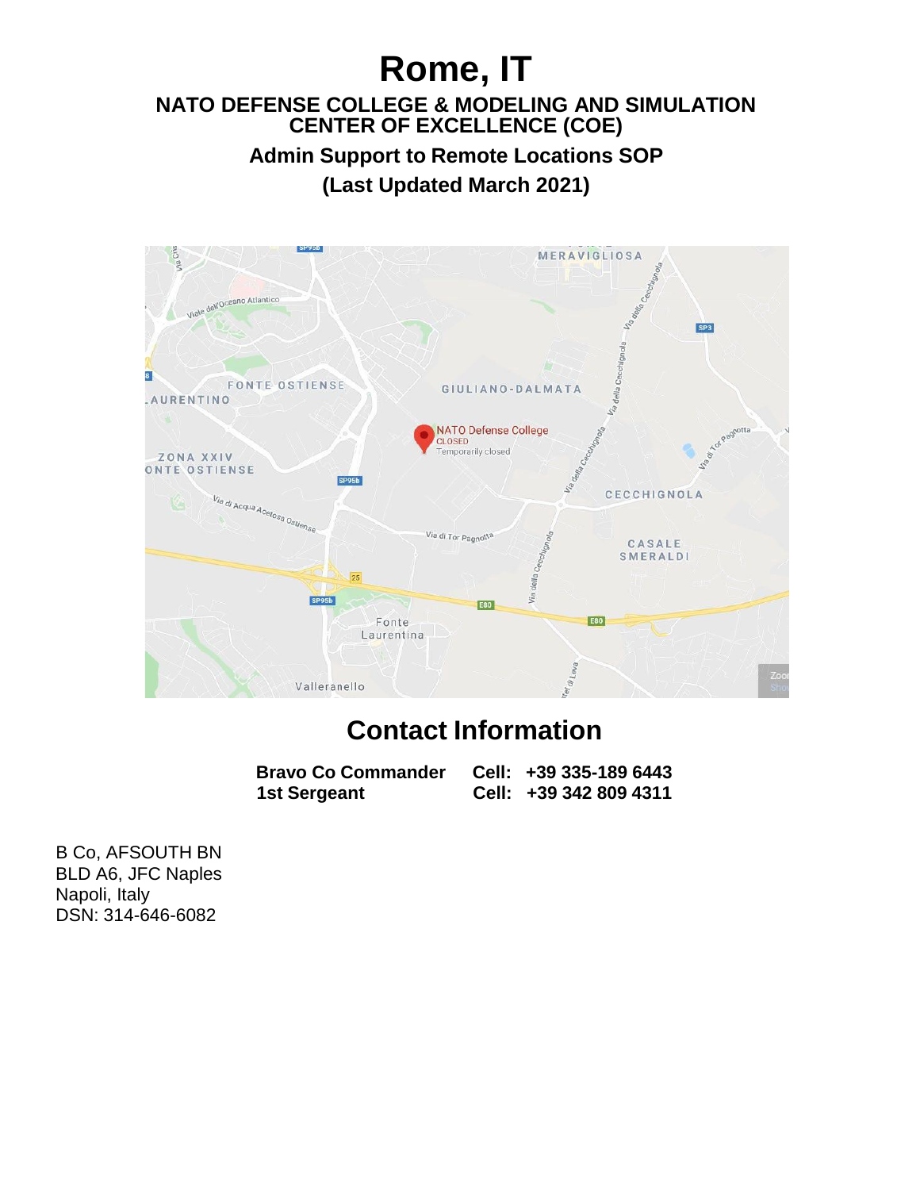# Rome, IT

## NATO DEFENSE COLLEGE & MODELING AND SIMULATION CENTER OF EXCELLENCE (COE)

### Admin Support to Remote Locations SOP

### (Last Updated March 2021)

## Contact Information

| | |
|---|---|
| **Bravo Co Commander** | **Cell: +39 335-189 6443** |
| **1st Sergeant** | **Cell: +39 342 809 4311** |

B Co, AFSOUTH BN
BLD A6, JFC Naples
Napoli, Italy
DSN: 314-646-6082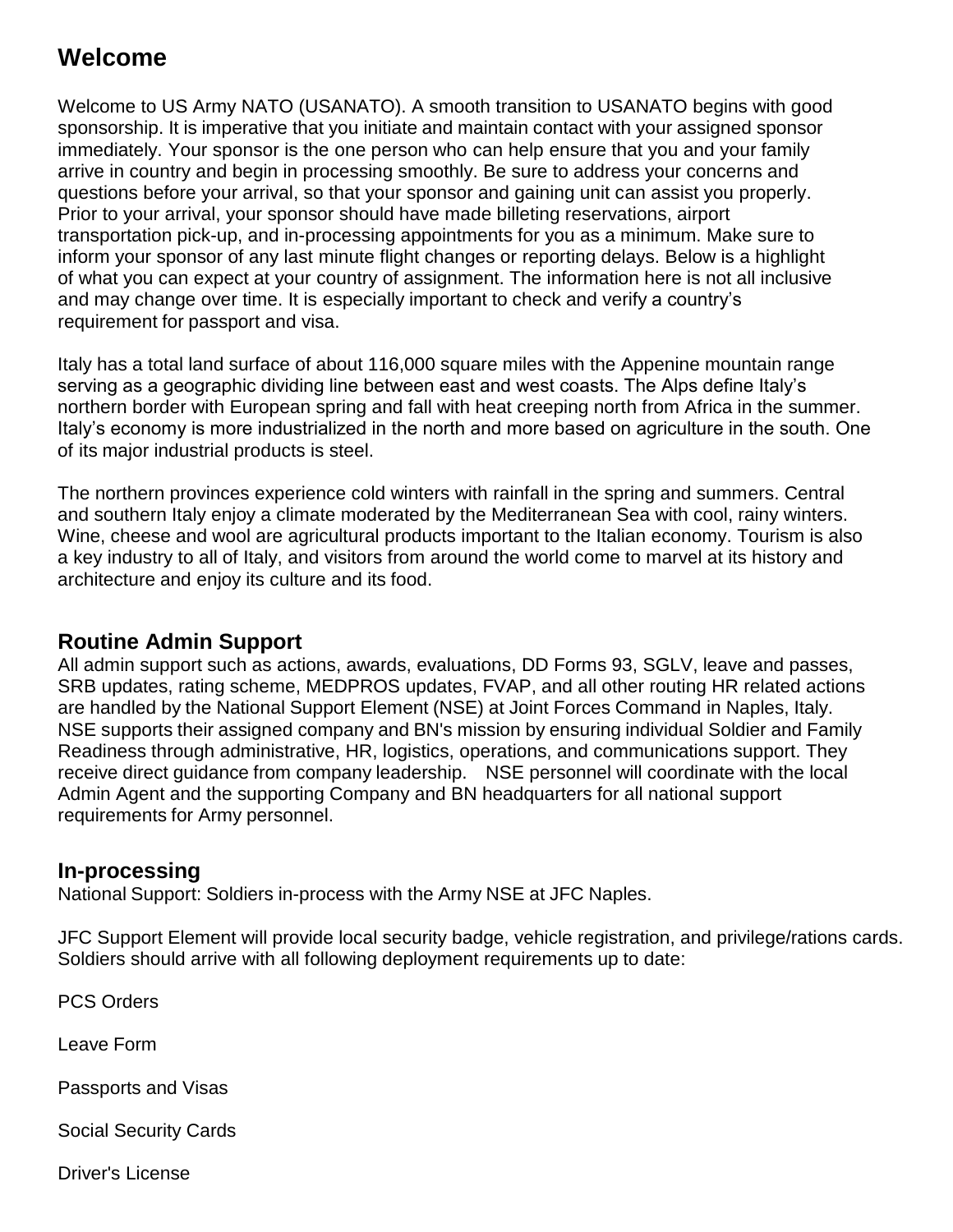## Welcome

Welcome to US Army NATO (USANATO). A smooth transition to USANATO begins with good sponsorship. It is imperative that you initiate and maintain contact with your assigned sponsor immediately. Your sponsor is the one person who can help ensure that you and your family arrive in country and begin in processing smoothly. Be sure to address your concerns and questions before your arrival, so that your sponsor and gaining unit can assist you properly. Prior to your arrival, your sponsor should have made billeting reservations, airport transportation pick-up, and in-processing appointments for you as a minimum. Make sure to inform your sponsor of any last minute flight changes or reporting delays. Below is a highlight of what you can expect at your country of assignment. The information here is not all inclusive and may change over time. It is especially important to check and verify a country's requirement for passport and visa.

Italy has a total land surface of about 116,000 square miles with the Appenine mountain range serving as a geographic dividing line between east and west coasts. The Alps define Italy's northern border with European spring and fall with heat creeping north from Africa in the summer. Italy's economy is more industrialized in the north and more based on agriculture in the south. One of its major industrial products is steel.

The northern provinces experience cold winters with rainfall in the spring and summers. Central and southern Italy enjoy a climate moderated by the Mediterranean Sea with cool, rainy winters. Wine, cheese and wool are agricultural products important to the Italian economy. Tourism is also a key industry to all of Italy, and visitors from around the world come to marvel at its history and architecture and enjoy its culture and its food.

### Routine Admin Support

All admin support such as actions, awards, evaluations, DD Forms 93, SGLV, leave and passes, SRB updates, rating scheme, MEDPROS updates, FVAP, and all other routing HR related actions are handled by the National Support Element (NSE) at Joint Forces Command in Naples, Italy. NSE supports their assigned company and BN's mission by ensuring individual Soldier and Family Readiness through administrative, HR, logistics, operations, and communications support. They receive direct guidance from company leadership. NSE personnel will coordinate with the local Admin Agent and the supporting Company and BN headquarters for all national support requirements for Army personnel.

### In-processing

National Support: Soldiers in-process with the Army NSE at JFC Naples.

JFC Support Element will provide local security badge, vehicle registration, and privilege/rations cards. Soldiers should arrive with all following deployment requirements up to date:

PCS Orders

Leave Form

Passports and Visas

Social Security Cards

Driver's License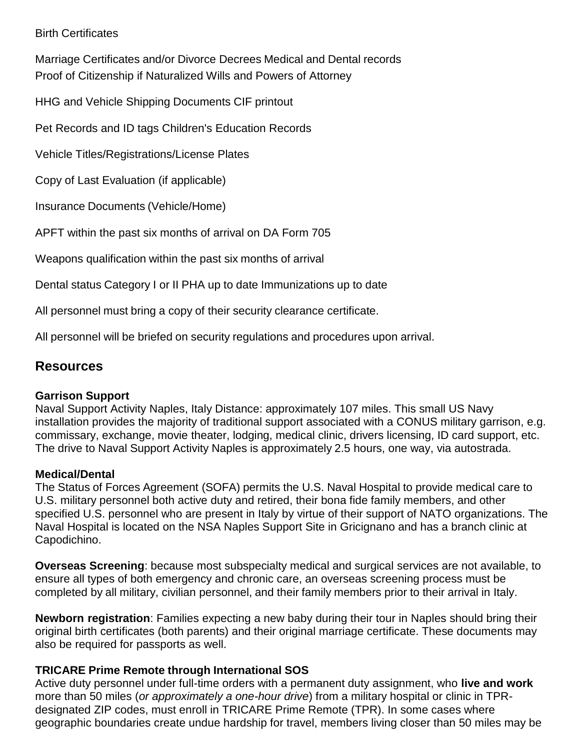Birth Certificates

Marriage Certificates and/or Divorce Decrees Medical and Dental records
Proof of Citizenship if Naturalized Wills and Powers of Attorney

HHG and Vehicle Shipping Documents CIF printout

Pet Records and ID tags Children's Education Records

Vehicle Titles/Registrations/License Plates

Copy of Last Evaluation (if applicable)

Insurance Documents (Vehicle/Home)

APFT within the past six months of arrival on DA Form 705

Weapons qualification within the past six months of arrival

Dental status Category I or II PHA up to date Immunizations up to date

All personnel must bring a copy of their security clearance certificate.

All personnel will be briefed on security regulations and procedures upon arrival.

## Resources

**Garrison Support**
Naval Support Activity Naples, Italy Distance: approximately 107 miles. This small US Navy installation provides the majority of traditional support associated with a CONUS military garrison, e.g. commissary, exchange, movie theater, lodging, medical clinic, drivers licensing, ID card support, etc. The drive to Naval Support Activity Naples is approximately 2.5 hours, one way, via autostrada.

**Medical/Dental**
The Status of Forces Agreement (SOFA) permits the U.S. Naval Hospital to provide medical care to U.S. military personnel both active duty and retired, their bona fide family members, and other specified U.S. personnel who are present in Italy by virtue of their support of NATO organizations. The Naval Hospital is located on the NSA Naples Support Site in Gricignano and has a branch clinic at Capodichino.

**Overseas Screening**: because most subspecialty medical and surgical services are not available, to ensure all types of both emergency and chronic care, an overseas screening process must be completed by all military, civilian personnel, and their family members prior to their arrival in Italy.

**Newborn registration**: Families expecting a new baby during their tour in Naples should bring their original birth certificates (both parents) and their original marriage certificate. These documents may also be required for passports as well.

**TRICARE Prime Remote through International SOS**
Active duty personnel under full-time orders with a permanent duty assignment, who **live and work** more than 50 miles (*or approximately a one-hour drive*) from a military hospital or clinic in TPR-designated ZIP codes, must enroll in TRICARE Prime Remote (TPR). In some cases where geographic boundaries create undue hardship for travel, members living closer than 50 miles may be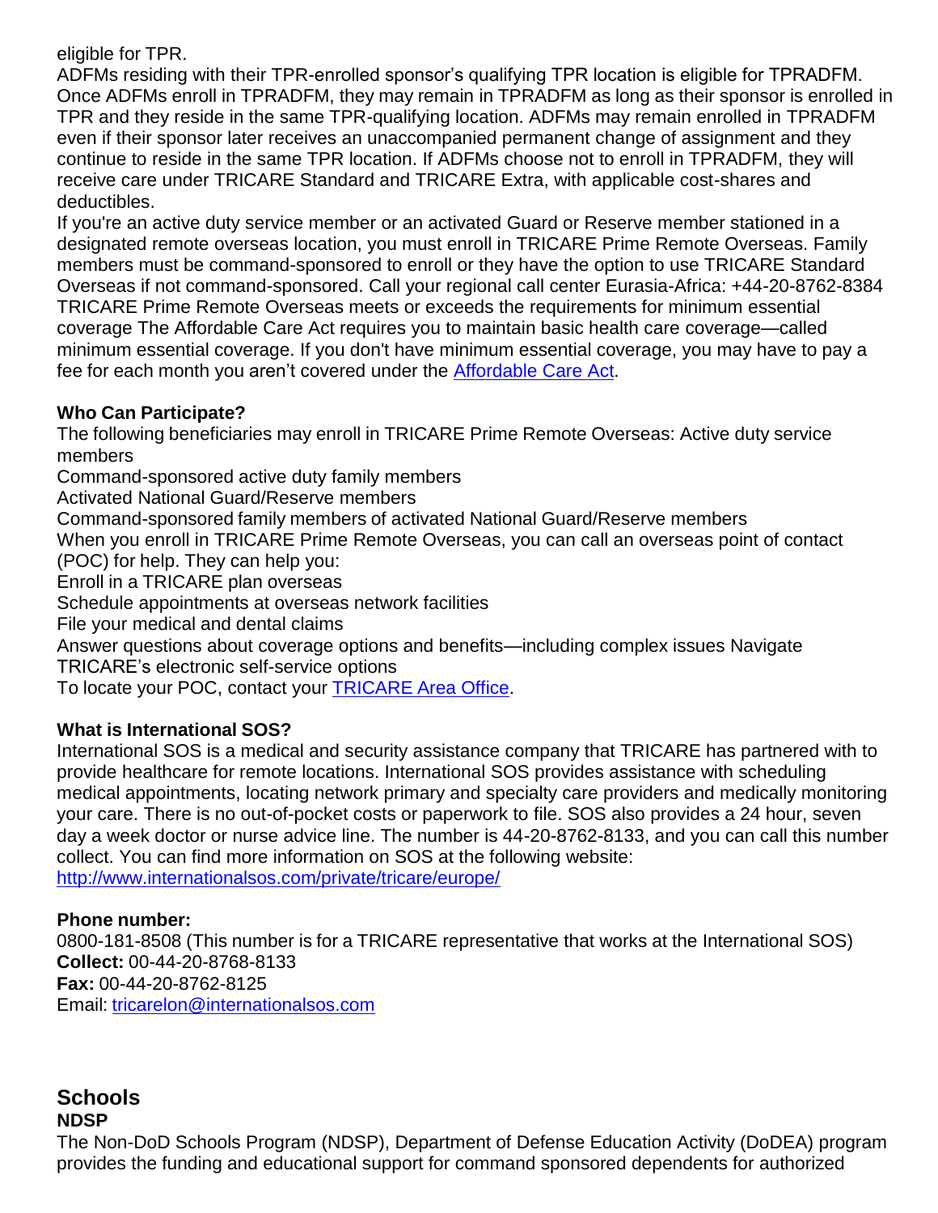eligible for TPR.

ADFMs residing with their TPR-enrolled sponsor's qualifying TPR location is eligible for TPRADFM. Once ADFMs enroll in TPRADFM, they may remain in TPRADFM as long as their sponsor is enrolled in TPR and they reside in the same TPR-qualifying location. ADFMs may remain enrolled in TPRADFM even if their sponsor later receives an unaccompanied permanent change of assignment and they continue to reside in the same TPR location. If ADFMs choose not to enroll in TPRADFM, they will receive care under TRICARE Standard and TRICARE Extra, with applicable cost-shares and deductibles.

If you're an active duty service member or an activated Guard or Reserve member stationed in a designated remote overseas location, you must enroll in TRICARE Prime Remote Overseas. Family members must be command-sponsored to enroll or they have the option to use TRICARE Standard Overseas if not command-sponsored. Call your regional call center Eurasia-Africa: +44-20-8762-8384 TRICARE Prime Remote Overseas meets or exceeds the requirements for minimum essential coverage The Affordable Care Act requires you to maintain basic health care coverage—called minimum essential coverage. If you don't have minimum essential coverage, you may have to pay a fee for each month you aren't covered under the Affordable Care Act.

**Who Can Participate?**

The following beneficiaries may enroll in TRICARE Prime Remote Overseas: Active duty service members

Command-sponsored active duty family members

Activated National Guard/Reserve members

Command-sponsored family members of activated National Guard/Reserve members

When you enroll in TRICARE Prime Remote Overseas, you can call an overseas point of contact (POC) for help. They can help you:

Enroll in a TRICARE plan overseas

Schedule appointments at overseas network facilities

File your medical and dental claims

Answer questions about coverage options and benefits—including complex issues Navigate TRICARE's electronic self-service options

To locate your POC, contact your TRICARE Area Office.

**What is International SOS?**

International SOS is a medical and security assistance company that TRICARE has partnered with to provide healthcare for remote locations. International SOS provides assistance with scheduling medical appointments, locating network primary and specialty care providers and medically monitoring your care. There is no out-of-pocket costs or paperwork to file. SOS also provides a 24 hour, seven day a week doctor or nurse advice line. The number is 44-20-8762-8133, and you can call this number collect. You can find more information on SOS at the following website: http://www.internationalsos.com/private/tricare/europe/

**Phone number:**
0800-181-8508 (This number is for a TRICARE representative that works at the International SOS)
**Collect:** 00-44-20-8768-8133
**Fax:** 00-44-20-8762-8125
Email: tricarelon@internationalsos.com

## Schools

**NDSP**

The Non-DoD Schools Program (NDSP), Department of Defense Education Activity (DoDEA) program provides the funding and educational support for command sponsored dependents for authorized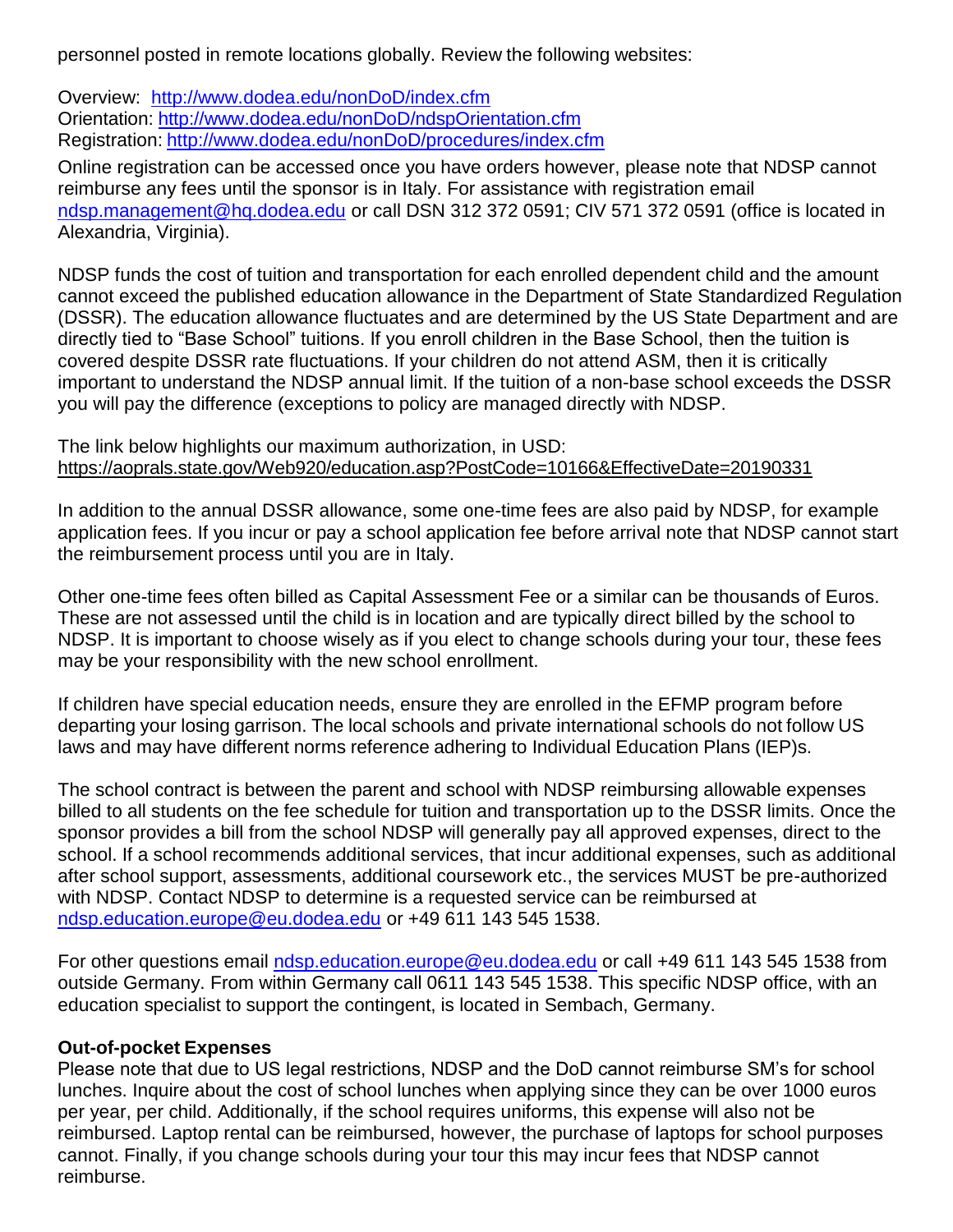personnel posted in remote locations globally. Review the following websites:

Overview: http://www.dodea.edu/nonDoD/index.cfm
Orientation: http://www.dodea.edu/nonDoD/ndspOrientation.cfm
Registration: http://www.dodea.edu/nonDoD/procedures/index.cfm

Online registration can be accessed once you have orders however, please note that NDSP cannot reimburse any fees until the sponsor is in Italy. For assistance with registration email ndsp.management@hq.dodea.edu or call DSN 312 372 0591; CIV 571 372 0591 (office is located in Alexandria, Virginia).

NDSP funds the cost of tuition and transportation for each enrolled dependent child and the amount cannot exceed the published education allowance in the Department of State Standardized Regulation (DSSR). The education allowance fluctuates and are determined by the US State Department and are directly tied to "Base School" tuitions. If you enroll children in the Base School, then the tuition is covered despite DSSR rate fluctuations. If your children do not attend ASM, then it is critically important to understand the NDSP annual limit. If the tuition of a non-base school exceeds the DSSR you will pay the difference (exceptions to policy are managed directly with NDSP.

The link below highlights our maximum authorization, in USD:
https://aoprals.state.gov/Web920/education.asp?PostCode=10166&EffectiveDate=20190331

In addition to the annual DSSR allowance, some one-time fees are also paid by NDSP, for example application fees. If you incur or pay a school application fee before arrival note that NDSP cannot start the reimbursement process until you are in Italy.

Other one-time fees often billed as Capital Assessment Fee or a similar can be thousands of Euros. These are not assessed until the child is in location and are typically direct billed by the school to NDSP. It is important to choose wisely as if you elect to change schools during your tour, these fees may be your responsibility with the new school enrollment.

If children have special education needs, ensure they are enrolled in the EFMP program before departing your losing garrison. The local schools and private international schools do not follow US laws and may have different norms reference adhering to Individual Education Plans (IEP)s.

The school contract is between the parent and school with NDSP reimbursing allowable expenses billed to all students on the fee schedule for tuition and transportation up to the DSSR limits. Once the sponsor provides a bill from the school NDSP will generally pay all approved expenses, direct to the school. If a school recommends additional services, that incur additional expenses, such as additional after school support, assessments, additional coursework etc., the services MUST be pre-authorized with NDSP. Contact NDSP to determine is a requested service can be reimbursed at ndsp.education.europe@eu.dodea.edu or +49 611 143 545 1538.

For other questions email ndsp.education.europe@eu.dodea.edu or call +49 611 143 545 1538 from outside Germany. From within Germany call 0611 143 545 1538. This specific NDSP office, with an education specialist to support the contingent, is located in Sembach, Germany.

**Out-of-pocket Expenses**

Please note that due to US legal restrictions, NDSP and the DoD cannot reimburse SM's for school lunches. Inquire about the cost of school lunches when applying since they can be over 1000 euros per year, per child. Additionally, if the school requires uniforms, this expense will also not be reimbursed. Laptop rental can be reimbursed, however, the purchase of laptops for school purposes cannot. Finally, if you change schools during your tour this may incur fees that NDSP cannot reimburse.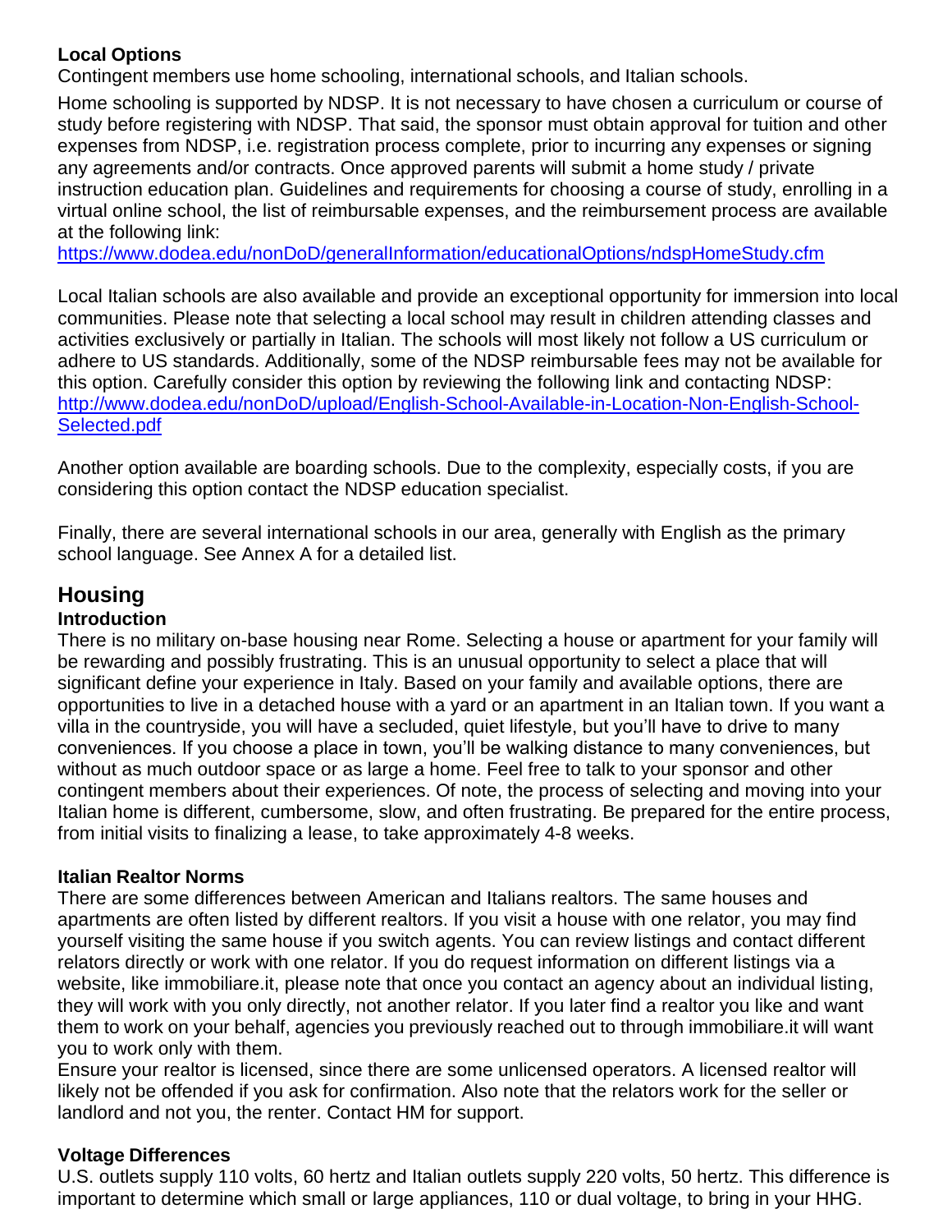**Local Options**

Contingent members use home schooling, international schools, and Italian schools.

Home schooling is supported by NDSP. It is not necessary to have chosen a curriculum or course of study before registering with NDSP. That said, the sponsor must obtain approval for tuition and other expenses from NDSP, i.e. registration process complete, prior to incurring any expenses or signing any agreements and/or contracts. Once approved parents will submit a home study / private instruction education plan. Guidelines and requirements for choosing a course of study, enrolling in a virtual online school, the list of reimbursable expenses, and the reimbursement process are available at the following link:
https://www.dodea.edu/nonDoD/generalInformation/educationalOptions/ndspHomeStudy.cfm

Local Italian schools are also available and provide an exceptional opportunity for immersion into local communities. Please note that selecting a local school may result in children attending classes and activities exclusively or partially in Italian. The schools will most likely not follow a US curriculum or adhere to US standards. Additionally, some of the NDSP reimbursable fees may not be available for this option. Carefully consider this option by reviewing the following link and contacting NDSP:
http://www.dodea.edu/nonDoD/upload/English-School-Available-in-Location-Non-English-School-Selected.pdf

Another option available are boarding schools. Due to the complexity, especially costs, if you are considering this option contact the NDSP education specialist.

Finally, there are several international schools in our area, generally with English as the primary school language. See Annex A for a detailed list.

## Housing

**Introduction**

There is no military on-base housing near Rome. Selecting a house or apartment for your family will be rewarding and possibly frustrating. This is an unusual opportunity to select a place that will significant define your experience in Italy. Based on your family and available options, there are opportunities to live in a detached house with a yard or an apartment in an Italian town. If you want a villa in the countryside, you will have a secluded, quiet lifestyle, but you'll have to drive to many conveniences. If you choose a place in town, you'll be walking distance to many conveniences, but without as much outdoor space or as large a home. Feel free to talk to your sponsor and other contingent members about their experiences. Of note, the process of selecting and moving into your Italian home is different, cumbersome, slow, and often frustrating. Be prepared for the entire process, from initial visits to finalizing a lease, to take approximately 4-8 weeks.

**Italian Realtor Norms**

There are some differences between American and Italians realtors. The same houses and apartments are often listed by different realtors. If you visit a house with one relator, you may find yourself visiting the same house if you switch agents. You can review listings and contact different relators directly or work with one relator. If you do request information on different listings via a website, like immobiliare.it, please note that once you contact an agency about an individual listing, they will work with you only directly, not another relator. If you later find a realtor you like and want them to work on your behalf, agencies you previously reached out to through immobiliare.it will want you to work only with them.

Ensure your realtor is licensed, since there are some unlicensed operators. A licensed realtor will likely not be offended if you ask for confirmation. Also note that the relators work for the seller or landlord and not you, the renter. Contact HM for support.

**Voltage Differences**

U.S. outlets supply 110 volts, 60 hertz and Italian outlets supply 220 volts, 50 hertz. This difference is important to determine which small or large appliances, 110 or dual voltage, to bring in your HHG.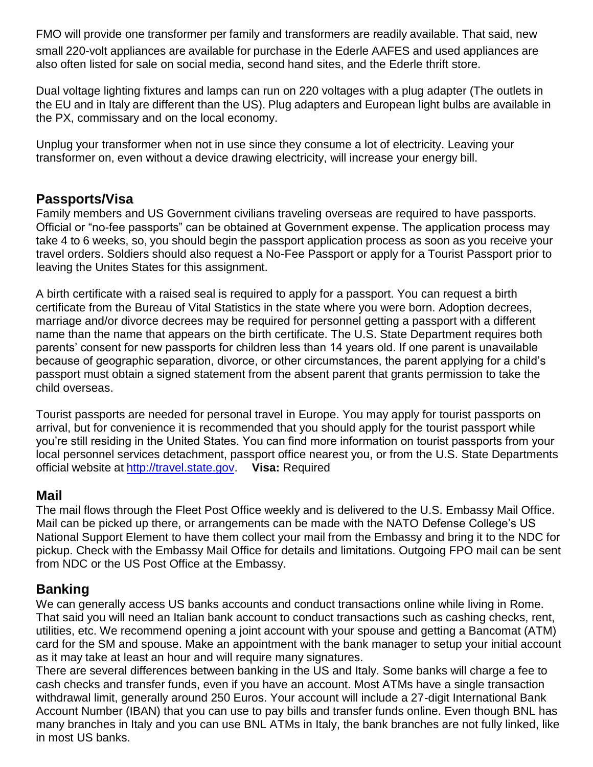FMO will provide one transformer per family and transformers are readily available. That said, new small 220-volt appliances are available for purchase in the Ederle AAFES and used appliances are also often listed for sale on social media, second hand sites, and the Ederle thrift store.

Dual voltage lighting fixtures and lamps can run on 220 voltages with a plug adapter (The outlets in the EU and in Italy are different than the US). Plug adapters and European light bulbs are available in the PX, commissary and on the local economy.

Unplug your transformer when not in use since they consume a lot of electricity. Leaving your transformer on, even without a device drawing electricity, will increase your energy bill.

## Passports/Visa

Family members and US Government civilians traveling overseas are required to have passports. Official or "no-fee passports" can be obtained at Government expense. The application process may take 4 to 6 weeks, so, you should begin the passport application process as soon as you receive your travel orders. Soldiers should also request a No-Fee Passport or apply for a Tourist Passport prior to leaving the Unites States for this assignment.

A birth certificate with a raised seal is required to apply for a passport. You can request a birth certificate from the Bureau of Vital Statistics in the state where you were born. Adoption decrees, marriage and/or divorce decrees may be required for personnel getting a passport with a different name than the name that appears on the birth certificate. The U.S. State Department requires both parents' consent for new passports for children less than 14 years old. If one parent is unavailable because of geographic separation, divorce, or other circumstances, the parent applying for a child's passport must obtain a signed statement from the absent parent that grants permission to take the child overseas.

Tourist passports are needed for personal travel in Europe. You may apply for tourist passports on arrival, but for convenience it is recommended that you should apply for the tourist passport while you're still residing in the United States. You can find more information on tourist passports from your local personnel services detachment, passport office nearest you, or from the U.S. State Departments official website at [http://travel.state.gov](http://travel.state.gov). **Visa:** Required

## Mail

The mail flows through the Fleet Post Office weekly and is delivered to the U.S. Embassy Mail Office. Mail can be picked up there, or arrangements can be made with the NATO Defense College's US National Support Element to have them collect your mail from the Embassy and bring it to the NDC for pickup. Check with the Embassy Mail Office for details and limitations. Outgoing FPO mail can be sent from NDC or the US Post Office at the Embassy.

## Banking

We can generally access US banks accounts and conduct transactions online while living in Rome. That said you will need an Italian bank account to conduct transactions such as cashing checks, rent, utilities, etc. We recommend opening a joint account with your spouse and getting a Bancomat (ATM) card for the SM and spouse. Make an appointment with the bank manager to setup your initial account as it may take at least an hour and will require many signatures.

There are several differences between banking in the US and Italy. Some banks will charge a fee to cash checks and transfer funds, even if you have an account. Most ATMs have a single transaction withdrawal limit, generally around 250 Euros. Your account will include a 27-digit International Bank Account Number (IBAN) that you can use to pay bills and transfer funds online. Even though BNL has many branches in Italy and you can use BNL ATMs in Italy, the bank branches are not fully linked, like in most US banks.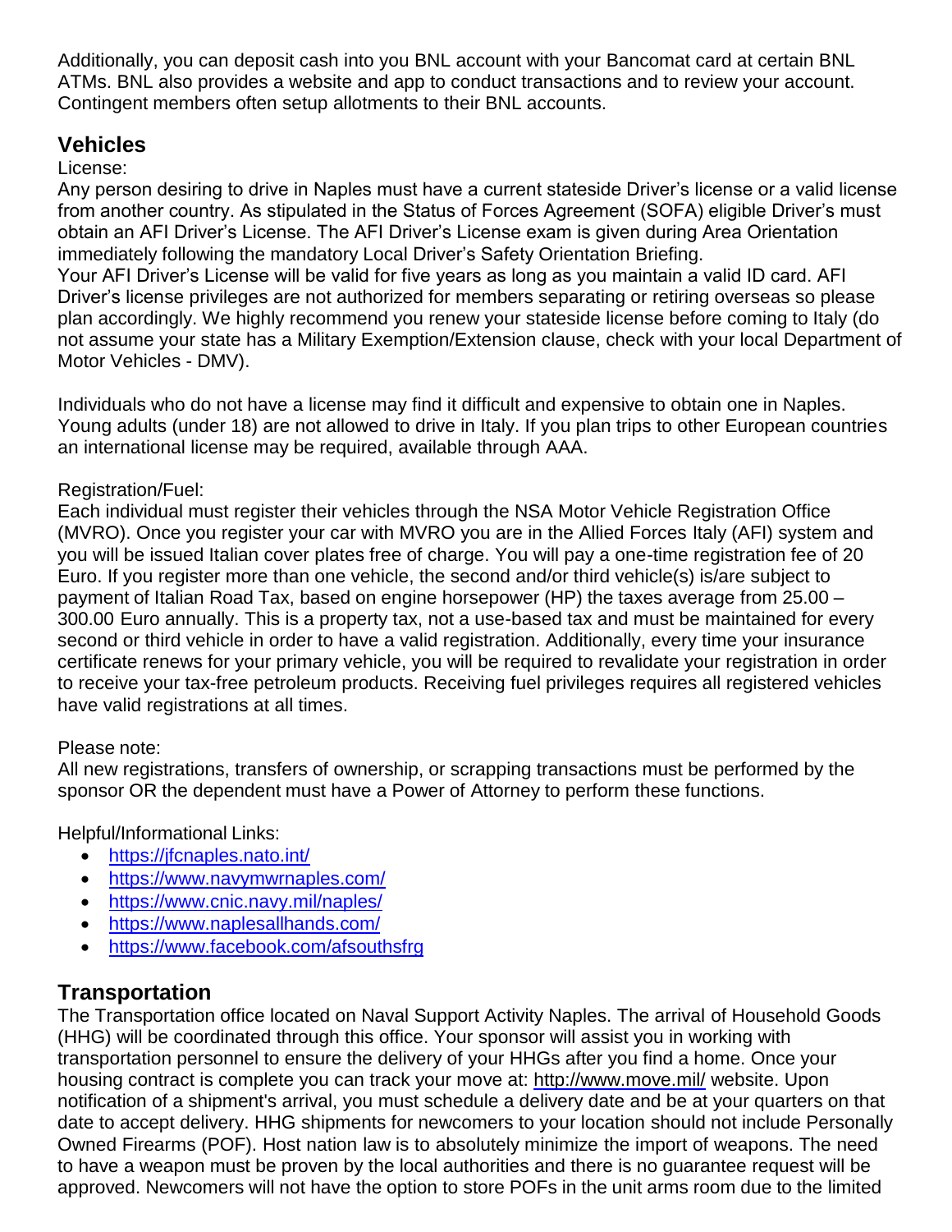Additionally, you can deposit cash into you BNL account with your Bancomat card at certain BNL ATMs. BNL also provides a website and app to conduct transactions and to review your account. Contingent members often setup allotments to their BNL accounts.

## Vehicles

License:

Any person desiring to drive in Naples must have a current stateside Driver's license or a valid license from another country. As stipulated in the Status of Forces Agreement (SOFA) eligible Driver's must obtain an AFI Driver's License. The AFI Driver's License exam is given during Area Orientation immediately following the mandatory Local Driver's Safety Orientation Briefing.

Your AFI Driver's License will be valid for five years as long as you maintain a valid ID card. AFI Driver's license privileges are not authorized for members separating or retiring overseas so please plan accordingly. We highly recommend you renew your stateside license before coming to Italy (do not assume your state has a Military Exemption/Extension clause, check with your local Department of Motor Vehicles - DMV).

Individuals who do not have a license may find it difficult and expensive to obtain one in Naples. Young adults (under 18) are not allowed to drive in Italy. If you plan trips to other European countries an international license may be required, available through AAA.

Registration/Fuel:

Each individual must register their vehicles through the NSA Motor Vehicle Registration Office (MVRO). Once you register your car with MVRO you are in the Allied Forces Italy (AFI) system and you will be issued Italian cover plates free of charge. You will pay a one-time registration fee of 20 Euro. If you register more than one vehicle, the second and/or third vehicle(s) is/are subject to payment of Italian Road Tax, based on engine horsepower (HP) the taxes average from 25.00 – 300.00 Euro annually. This is a property tax, not a use-based tax and must be maintained for every second or third vehicle in order to have a valid registration. Additionally, every time your insurance certificate renews for your primary vehicle, you will be required to revalidate your registration in order to receive your tax-free petroleum products. Receiving fuel privileges requires all registered vehicles have valid registrations at all times.

Please note:

All new registrations, transfers of ownership, or scrapping transactions must be performed by the sponsor OR the dependent must have a Power of Attorney to perform these functions.

Helpful/Informational Links:

- https://jfcnaples.nato.int/
- https://www.navymwrnaples.com/
- https://www.cnic.navy.mil/naples/
- https://www.naplesallhands.com/
- https://www.facebook.com/afsouthsfrg

## Transportation

The Transportation office located on Naval Support Activity Naples. The arrival of Household Goods (HHG) will be coordinated through this office. Your sponsor will assist you in working with transportation personnel to ensure the delivery of your HHGs after you find a home. Once your housing contract is complete you can track your move at: http://www.move.mil/ website. Upon notification of a shipment's arrival, you must schedule a delivery date and be at your quarters on that date to accept delivery. HHG shipments for newcomers to your location should not include Personally Owned Firearms (POF). Host nation law is to absolutely minimize the import of weapons. The need to have a weapon must be proven by the local authorities and there is no guarantee request will be approved. Newcomers will not have the option to store POFs in the unit arms room due to the limited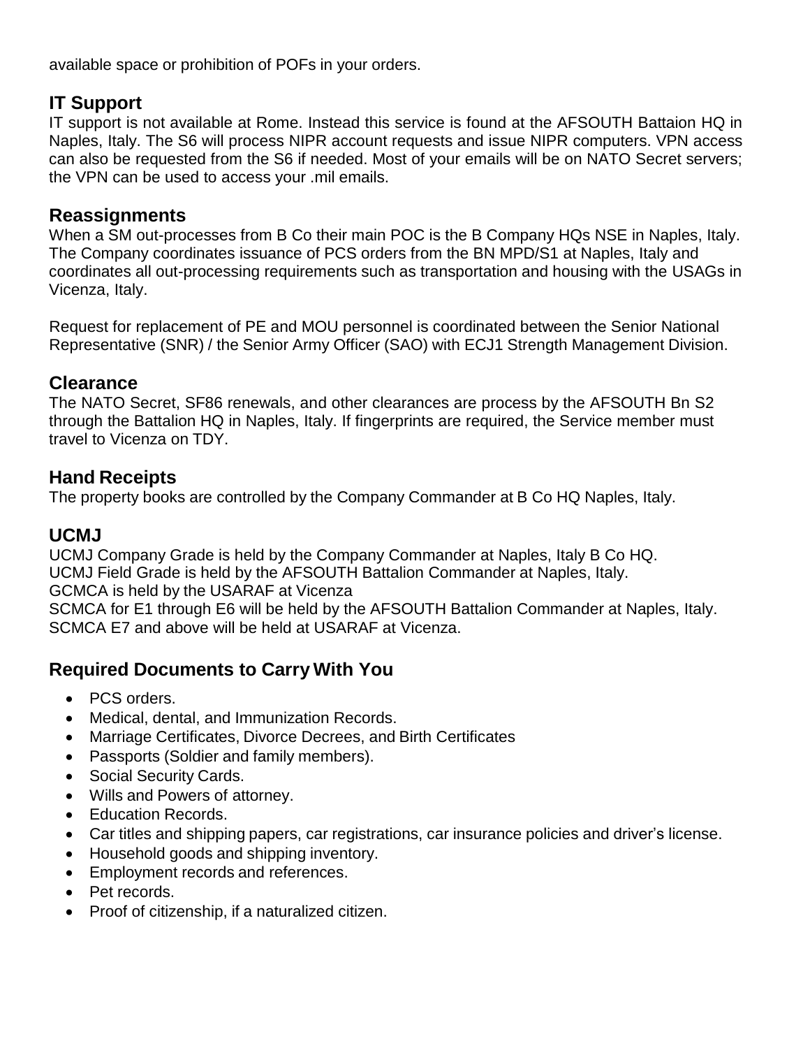available space or prohibition of POFs in your orders.

## IT Support

IT support is not available at Rome. Instead this service is found at the AFSOUTH Battaion HQ in Naples, Italy. The S6 will process NIPR account requests and issue NIPR computers. VPN access can also be requested from the S6 if needed. Most of your emails will be on NATO Secret servers; the VPN can be used to access your .mil emails.

## Reassignments

When a SM out-processes from B Co their main POC is the B Company HQs NSE in Naples, Italy. The Company coordinates issuance of PCS orders from the BN MPD/S1 at Naples, Italy and coordinates all out-processing requirements such as transportation and housing with the USAGs in Vicenza, Italy.

Request for replacement of PE and MOU personnel is coordinated between the Senior National Representative (SNR) / the Senior Army Officer (SAO) with ECJ1 Strength Management Division.

## Clearance

The NATO Secret, SF86 renewals, and other clearances are process by the AFSOUTH Bn S2 through the Battalion HQ in Naples, Italy. If fingerprints are required, the Service member must travel to Vicenza on TDY.

## Hand Receipts

The property books are controlled by the Company Commander at B Co HQ Naples, Italy.

## UCMJ

UCMJ Company Grade is held by the Company Commander at Naples, Italy B Co HQ.
UCMJ Field Grade is held by the AFSOUTH Battalion Commander at Naples, Italy.
GCMCA is held by the USARAF at Vicenza
SCMCA for E1 through E6 will be held by the AFSOUTH Battalion Commander at Naples, Italy.
SCMCA E7 and above will be held at USARAF at Vicenza.

## Required Documents to Carry With You

- PCS orders.
- Medical, dental, and Immunization Records.
- Marriage Certificates, Divorce Decrees, and Birth Certificates
- Passports (Soldier and family members).
- Social Security Cards.
- Wills and Powers of attorney.
- Education Records.
- Car titles and shipping papers, car registrations, car insurance policies and driver's license.
- Household goods and shipping inventory.
- Employment records and references.
- Pet records.
- Proof of citizenship, if a naturalized citizen.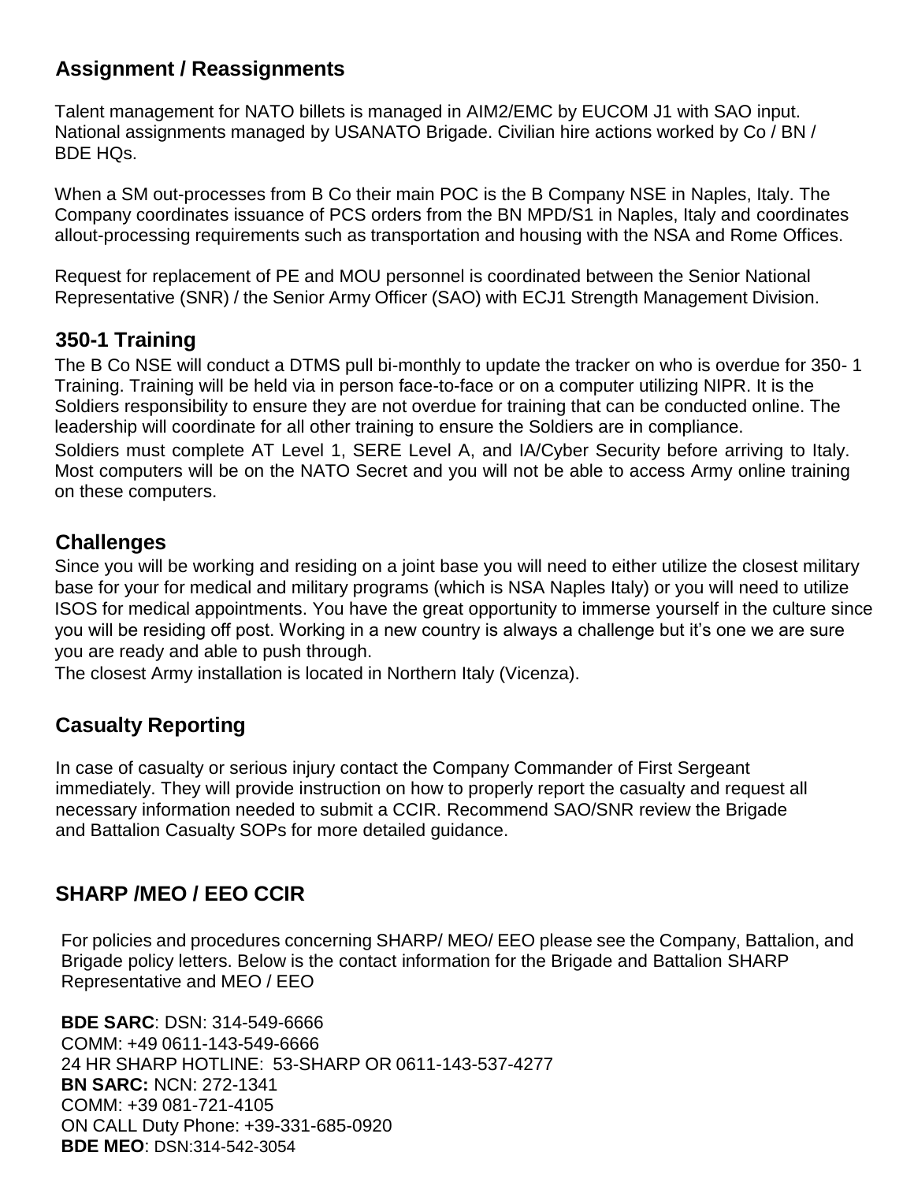## Assignment / Reassignments

Talent management for NATO billets is managed in AIM2/EMC by EUCOM J1 with SAO input. National assignments managed by USANATO Brigade. Civilian hire actions worked by Co / BN / BDE HQs.

When a SM out-processes from B Co their main POC is the B Company NSE in Naples, Italy. The Company coordinates issuance of PCS orders from the BN MPD/S1 in Naples, Italy and coordinates allout-processing requirements such as transportation and housing with the NSA and Rome Offices.

Request for replacement of PE and MOU personnel is coordinated between the Senior National Representative (SNR) / the Senior Army Officer (SAO) with ECJ1 Strength Management Division.

## 350-1 Training

The B Co NSE will conduct a DTMS pull bi-monthly to update the tracker on who is overdue for 350- 1 Training. Training will be held via in person face-to-face or on a computer utilizing NIPR. It is the Soldiers responsibility to ensure they are not overdue for training that can be conducted online. The leadership will coordinate for all other training to ensure the Soldiers are in compliance.

Soldiers must complete AT Level 1, SERE Level A, and IA/Cyber Security before arriving to Italy. Most computers will be on the NATO Secret and you will not be able to access Army online training on these computers.

## Challenges

Since you will be working and residing on a joint base you will need to either utilize the closest military base for your for medical and military programs (which is NSA Naples Italy) or you will need to utilize ISOS for medical appointments. You have the great opportunity to immerse yourself in the culture since you will be residing off post. Working in a new country is always a challenge but it's one we are sure you are ready and able to push through.

The closest Army installation is located in Northern Italy (Vicenza).

## Casualty Reporting

In case of casualty or serious injury contact the Company Commander of First Sergeant immediately. They will provide instruction on how to properly report the casualty and request all necessary information needed to submit a CCIR. Recommend SAO/SNR review the Brigade and Battalion Casualty SOPs for more detailed guidance.

## SHARP /MEO / EEO CCIR

For policies and procedures concerning SHARP/ MEO/ EEO please see the Company, Battalion, and Brigade policy letters. Below is the contact information for the Brigade and Battalion SHARP Representative and MEO / EEO

**BDE SARC**: DSN: 314-549-6666
COMM: +49 0611-143-549-6666
24 HR SHARP HOTLINE: 53-SHARP OR 0611-143-537-4277
**BN SARC:** NCN: 272-1341
COMM: +39 081-721-4105
ON CALL Duty Phone: +39-331-685-0920
**BDE MEO**: DSN:314-542-3054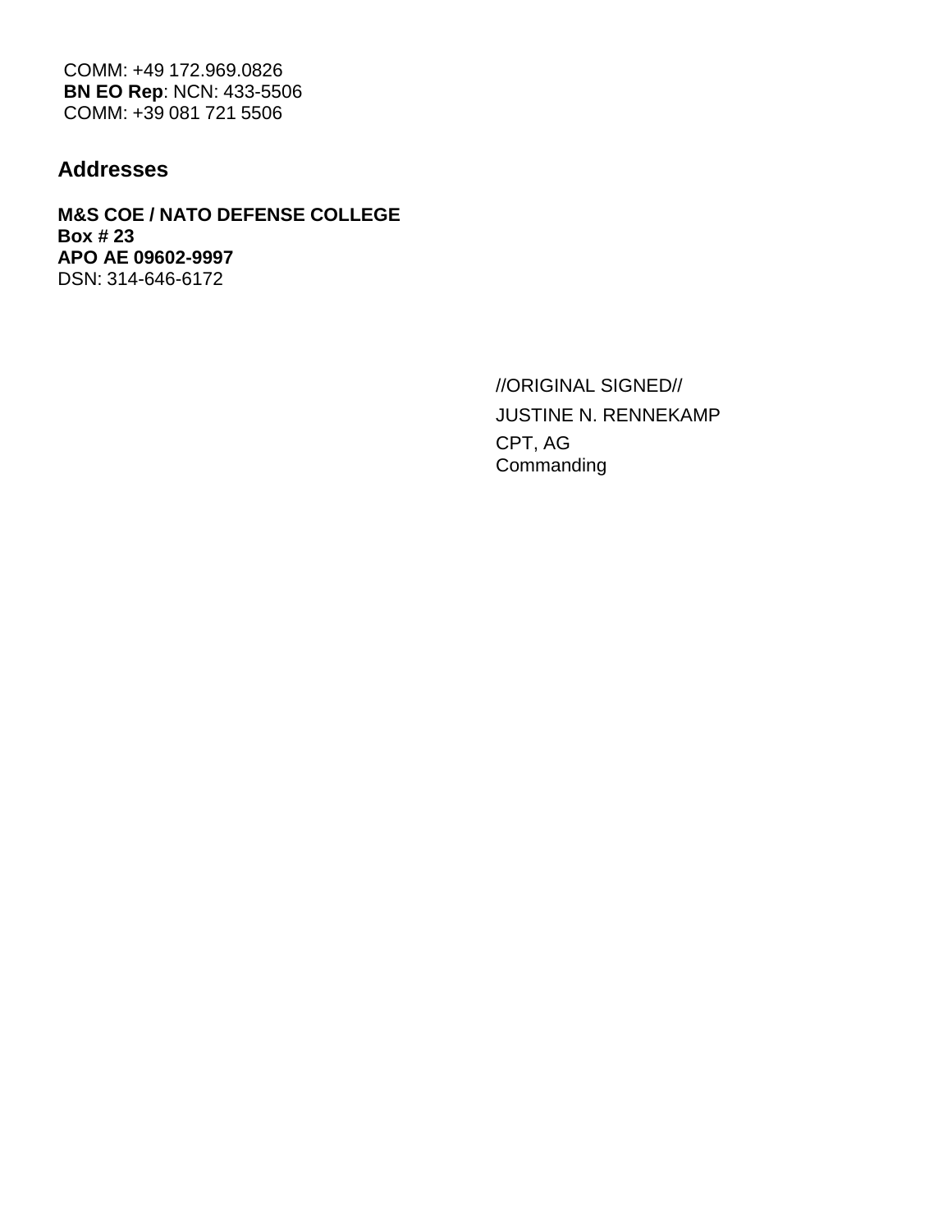COMM: +49 172.969.0826
**BN EO Rep**: NCN: 433-5506
COMM: +39 081 721 5506

## Addresses

**M&S COE / NATO DEFENSE COLLEGE**
**Box # 23**
**APO AE 09602-9997**
DSN: 314-646-6172

//ORIGINAL SIGNED//

JUSTINE N. RENNEKAMP

CPT, AG
Commanding